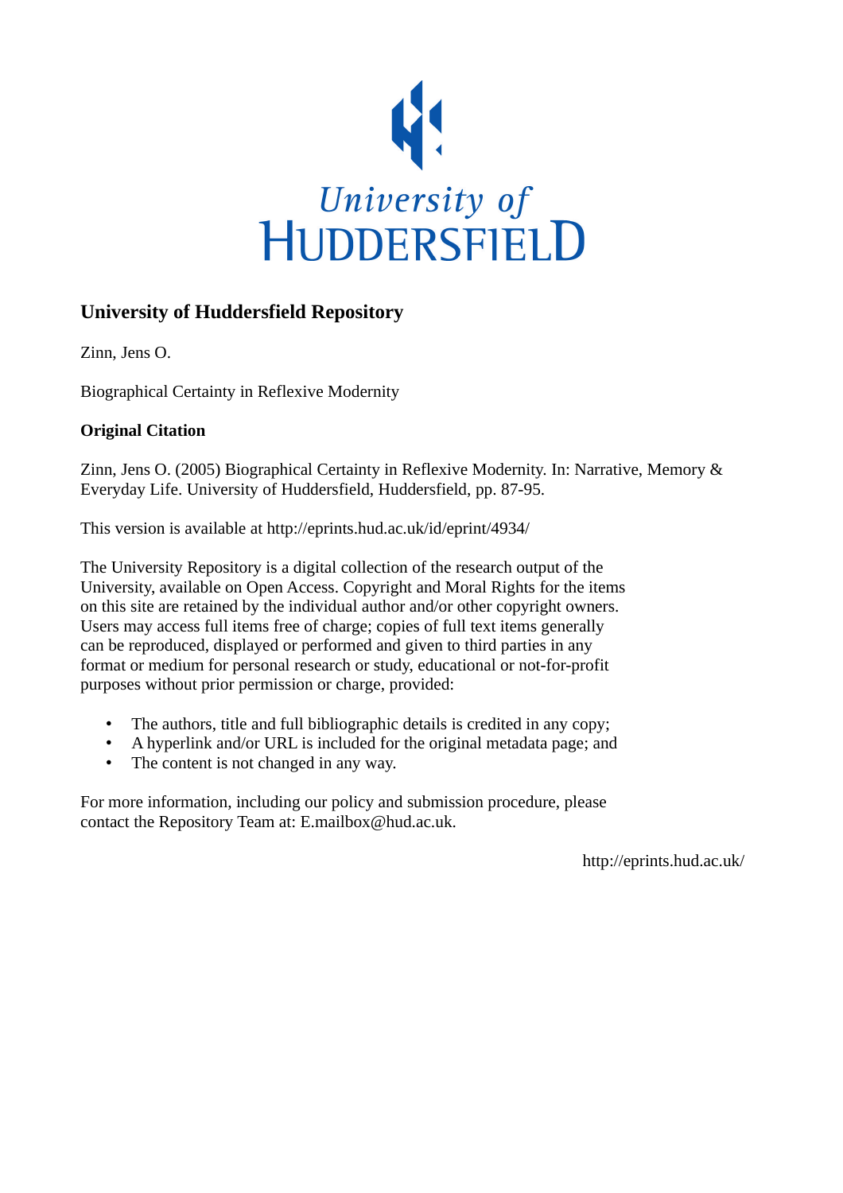University of
HUDDERSFIELD

## University of Huddersfield Repository

Zinn, Jens O.

Biographical Certainty in Reflexive Modernity

**Original Citation**

Zinn, Jens O. (2005) Biographical Certainty in Reflexive Modernity. In: Narrative, Memory & Everyday Life. University of Huddersfield, Huddersfield, pp. 87-95.

This version is available at http://eprints.hud.ac.uk/id/eprint/4934/

The University Repository is a digital collection of the research output of the University, available on Open Access. Copyright and Moral Rights for the items on this site are retained by the individual author and/or other copyright owners. Users may access full items free of charge; copies of full text items generally can be reproduced, displayed or performed and given to third parties in any format or medium for personal research or study, educational or not-for-profit purposes without prior permission or charge, provided:

- The authors, title and full bibliographic details is credited in any copy;
- A hyperlink and/or URL is included for the original metadata page; and
- The content is not changed in any way.

For more information, including our policy and submission procedure, please contact the Repository Team at: E.mailbox@hud.ac.uk.

http://eprints.hud.ac.uk/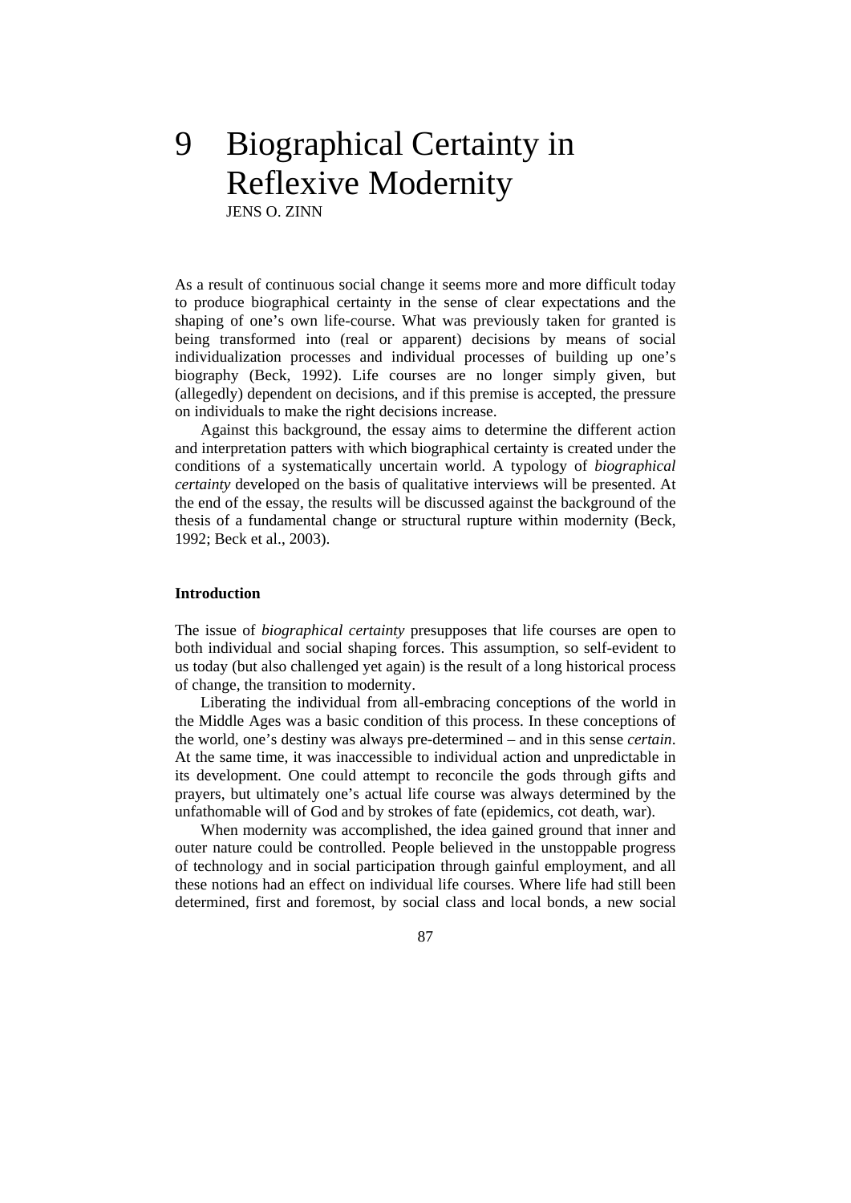# 9 Biographical Certainty in Reflexive Modernity

JENS O. ZINN

As a result of continuous social change it seems more and more difficult today to produce biographical certainty in the sense of clear expectations and the shaping of one's own life-course. What was previously taken for granted is being transformed into (real or apparent) decisions by means of social individualization processes and individual processes of building up one's biography (Beck, 1992). Life courses are no longer simply given, but (allegedly) dependent on decisions, and if this premise is accepted, the pressure on individuals to make the right decisions increase.

Against this background, the essay aims to determine the different action and interpretation patters with which biographical certainty is created under the conditions of a systematically uncertain world. A typology of *biographical certainty* developed on the basis of qualitative interviews will be presented. At the end of the essay, the results will be discussed against the background of the thesis of a fundamental change or structural rupture within modernity (Beck, 1992; Beck et al., 2003).

## Introduction

The issue of *biographical certainty* presupposes that life courses are open to both individual and social shaping forces. This assumption, so self-evident to us today (but also challenged yet again) is the result of a long historical process of change, the transition to modernity.

Liberating the individual from all-embracing conceptions of the world in the Middle Ages was a basic condition of this process. In these conceptions of the world, one's destiny was always pre-determined – and in this sense *certain*. At the same time, it was inaccessible to individual action and unpredictable in its development. One could attempt to reconcile the gods through gifts and prayers, but ultimately one's actual life course was always determined by the unfathomable will of God and by strokes of fate (epidemics, cot death, war).

When modernity was accomplished, the idea gained ground that inner and outer nature could be controlled. People believed in the unstoppable progress of technology and in social participation through gainful employment, and all these notions had an effect on individual life courses. Where life had still been determined, first and foremost, by social class and local bonds, a new social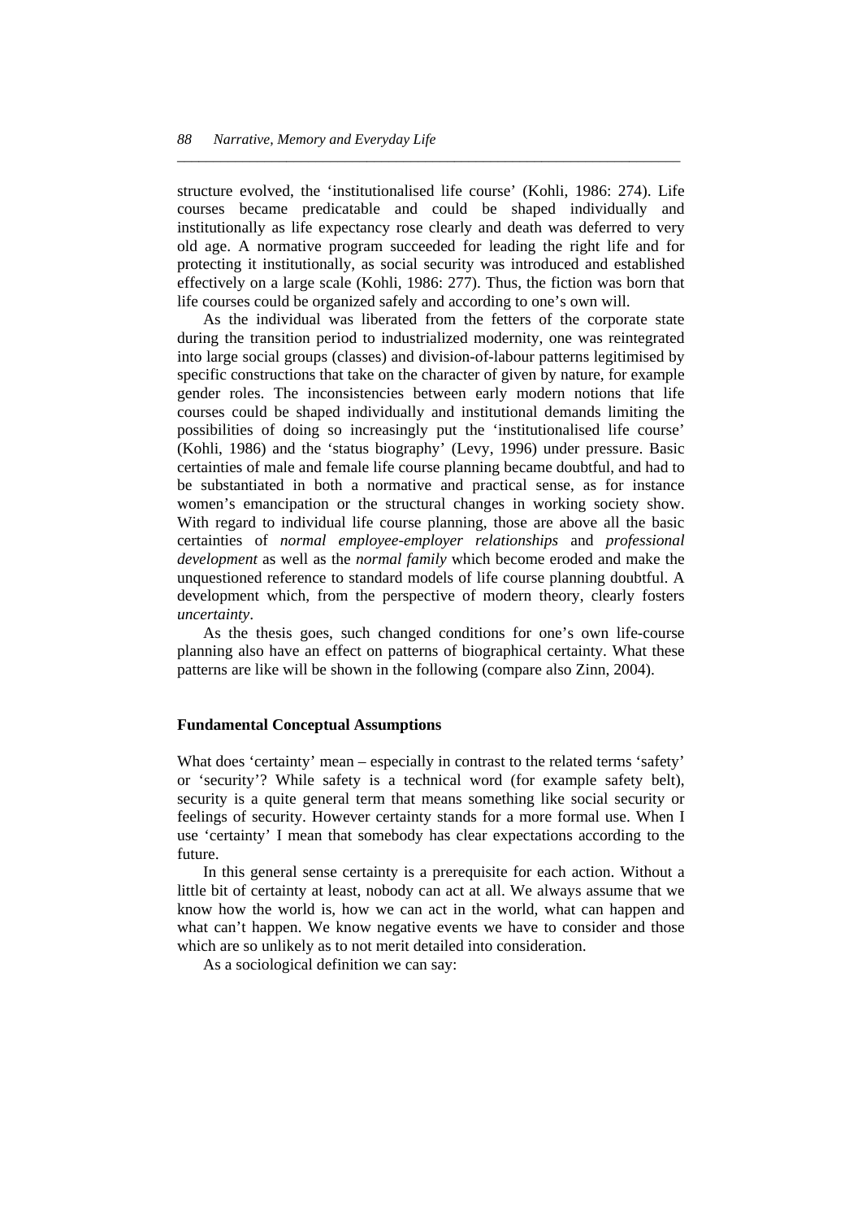structure evolved, the 'institutionalised life course' (Kohli, 1986: 274). Life courses became predicatable and could be shaped individually and institutionally as life expectancy rose clearly and death was deferred to very old age. A normative program succeeded for leading the right life and for protecting it institutionally, as social security was introduced and established effectively on a large scale (Kohli, 1986: 277). Thus, the fiction was born that life courses could be organized safely and according to one's own will.

As the individual was liberated from the fetters of the corporate state during the transition period to industrialized modernity, one was reintegrated into large social groups (classes) and division-of-labour patterns legitimised by specific constructions that take on the character of given by nature, for example gender roles. The inconsistencies between early modern notions that life courses could be shaped individually and institutional demands limiting the possibilities of doing so increasingly put the 'institutionalised life course' (Kohli, 1986) and the 'status biography' (Levy, 1996) under pressure. Basic certainties of male and female life course planning became doubtful, and had to be substantiated in both a normative and practical sense, as for instance women's emancipation or the structural changes in working society show. With regard to individual life course planning, those are above all the basic certainties of *normal employee-employer relationships* and *professional development* as well as the *normal family* which become eroded and make the unquestioned reference to standard models of life course planning doubtful. A development which, from the perspective of modern theory, clearly fosters *uncertainty*.

As the thesis goes, such changed conditions for one's own life-course planning also have an effect on patterns of biographical certainty. What these patterns are like will be shown in the following (compare also Zinn, 2004).

## Fundamental Conceptual Assumptions

What does 'certainty' mean – especially in contrast to the related terms 'safety' or 'security'? While safety is a technical word (for example safety belt), security is a quite general term that means something like social security or feelings of security. However certainty stands for a more formal use. When I use 'certainty' I mean that somebody has clear expectations according to the future.

In this general sense certainty is a prerequisite for each action. Without a little bit of certainty at least, nobody can act at all. We always assume that we know how the world is, how we can act in the world, what can happen and what can't happen. We know negative events we have to consider and those which are so unlikely as to not merit detailed into consideration.

As a sociological definition we can say: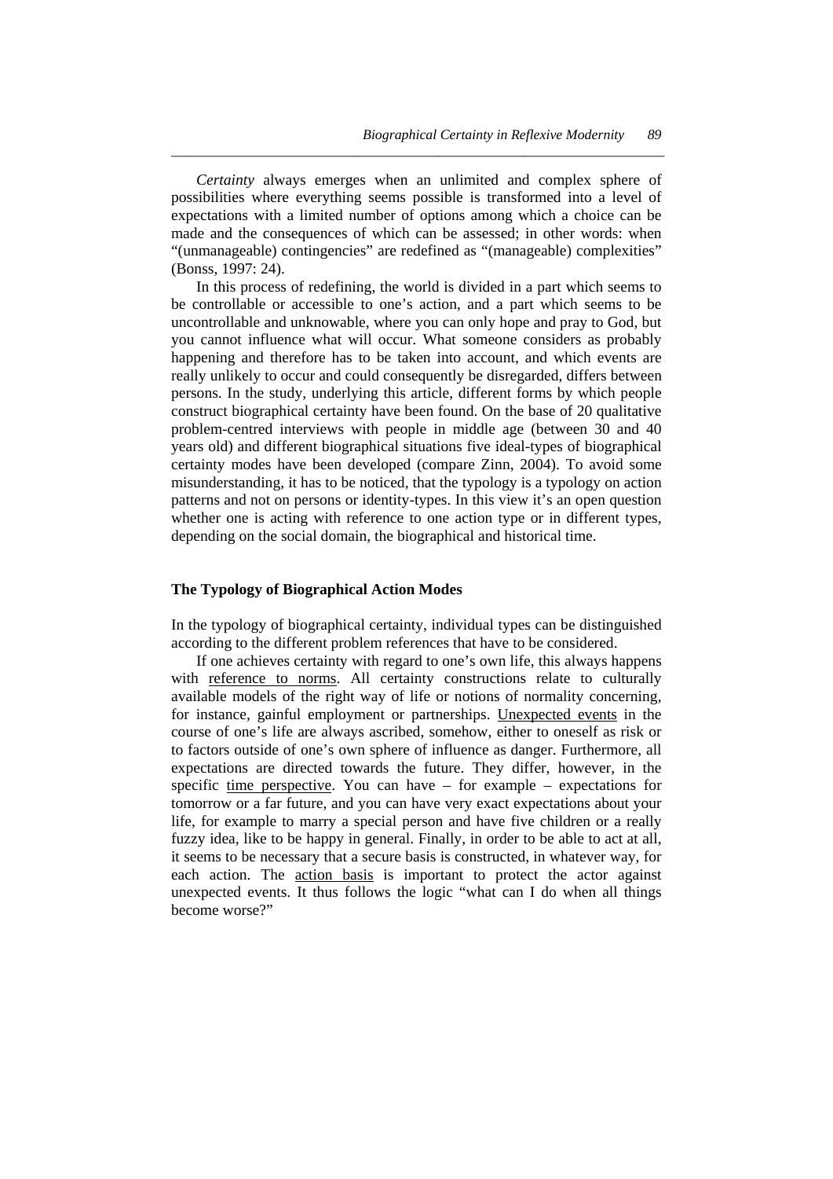*Certainty* always emerges when an unlimited and complex sphere of possibilities where everything seems possible is transformed into a level of expectations with a limited number of options among which a choice can be made and the consequences of which can be assessed; in other words: when "(unmanageable) contingencies" are redefined as "(manageable) complexities" (Bonss, 1997: 24).

In this process of redefining, the world is divided in a part which seems to be controllable or accessible to one's action, and a part which seems to be uncontrollable and unknowable, where you can only hope and pray to God, but you cannot influence what will occur. What someone considers as probably happening and therefore has to be taken into account, and which events are really unlikely to occur and could consequently be disregarded, differs between persons. In the study, underlying this article, different forms by which people construct biographical certainty have been found. On the base of 20 qualitative problem-centred interviews with people in middle age (between 30 and 40 years old) and different biographical situations five ideal-types of biographical certainty modes have been developed (compare Zinn, 2004). To avoid some misunderstanding, it has to be noticed, that the typology is a typology on action patterns and not on persons or identity-types. In this view it's an open question whether one is acting with reference to one action type or in different types, depending on the social domain, the biographical and historical time.

## The Typology of Biographical Action Modes

In the typology of biographical certainty, individual types can be distinguished according to the different problem references that have to be considered.

If one achieves certainty with regard to one's own life, this always happens with <u>reference to norms</u>. All certainty constructions relate to culturally available models of the right way of life or notions of normality concerning, for instance, gainful employment or partnerships. <u>Unexpected events</u> in the course of one's life are always ascribed, somehow, either to oneself as risk or to factors outside of one's own sphere of influence as danger. Furthermore, all expectations are directed towards the future. They differ, however, in the specific <u>time perspective</u>. You can have – for example – expectations for tomorrow or a far future, and you can have very exact expectations about your life, for example to marry a special person and have five children or a really fuzzy idea, like to be happy in general. Finally, in order to be able to act at all, it seems to be necessary that a secure basis is constructed, in whatever way, for each action. The <u>action basis</u> is important to protect the actor against unexpected events. It thus follows the logic "what can I do when all things become worse?"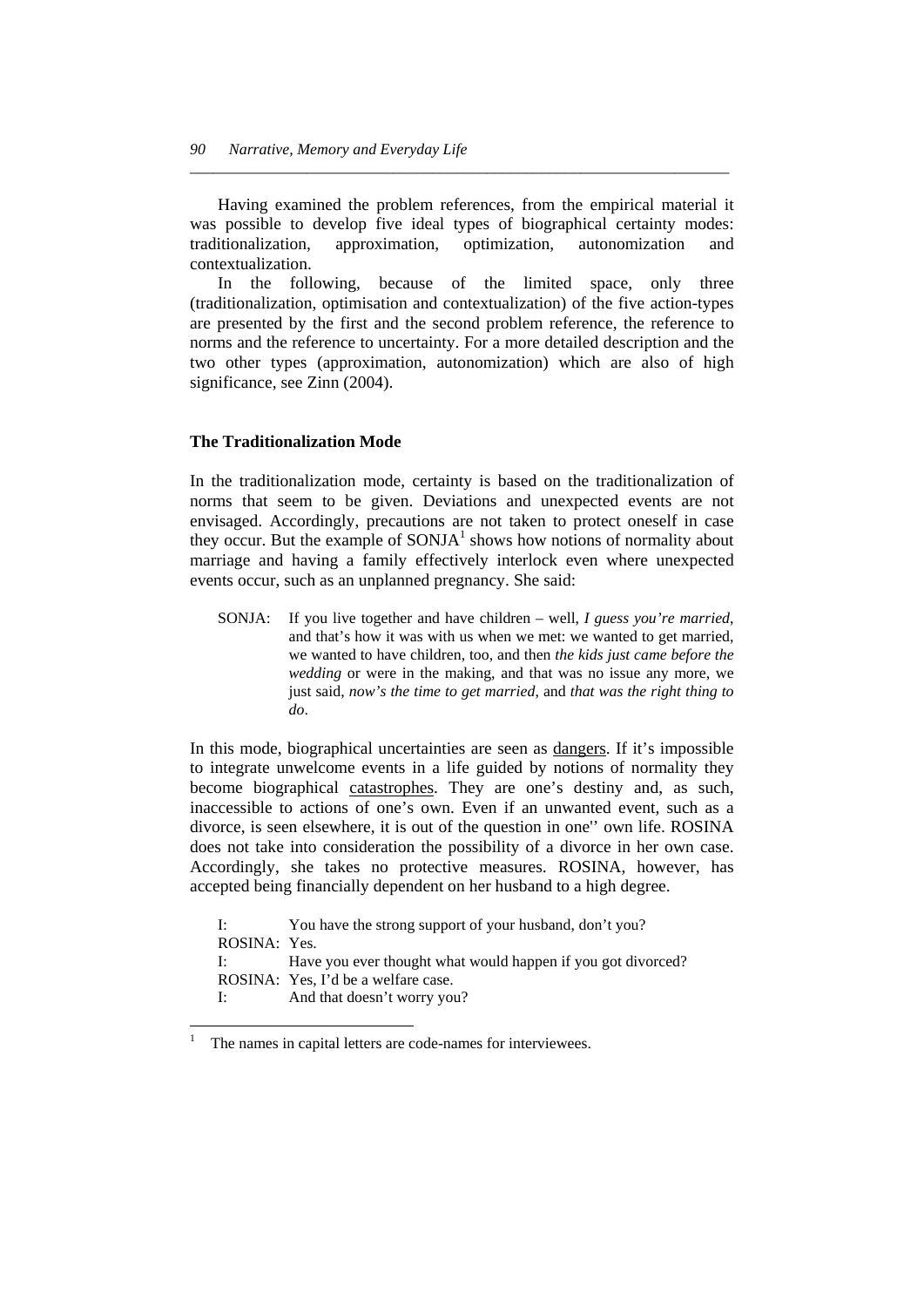Having examined the problem references, from the empirical material it was possible to develop five ideal types of biographical certainty modes: traditionalization, approximation, optimization, autonomization and contextualization.

In the following, because of the limited space, only three (traditionalization, optimisation and contextualization) of the five action-types are presented by the first and the second problem reference, the reference to norms and the reference to uncertainty. For a more detailed description and the two other types (approximation, autonomization) which are also of high significance, see Zinn (2004).

### The Traditionalization Mode

In the traditionalization mode, certainty is based on the traditionalization of norms that seem to be given. Deviations and unexpected events are not envisaged. Accordingly, precautions are not taken to protect oneself in case they occur. But the example of SONJA[1] shows how notions of normality about marriage and having a family effectively interlock even where unexpected events occur, such as an unplanned pregnancy. She said:

> SONJA: If you live together and have children – well, *I guess you're married*, and that's how it was with us when we met: we wanted to get married, we wanted to have children, too, and then *the kids just came before the wedding* or were in the making, and that was no issue any more, we just said, *now's the time to get married*, and *that was the right thing to do*.

In this mode, biographical uncertainties are seen as <u>dangers</u>. If it's impossible to integrate unwelcome events in a life guided by notions of normality they become biographical <u>catastrophes</u>. They are one's destiny and, as such, inaccessible to actions of one's own. Even if an unwanted event, such as a divorce, is seen elsewhere, it is out of the question in one'' own life. ROSINA does not take into consideration the possibility of a divorce in her own case. Accordingly, she takes no protective measures. ROSINA, however, has accepted being financially dependent on her husband to a high degree.

> I: You have the strong support of your husband, don't you?
> ROSINA: Yes.
> I: Have you ever thought what would happen if you got divorced?
> ROSINA: Yes, I'd be a welfare case.
> I: And that doesn't worry you?

[1] The names in capital letters are code-names for interviewees.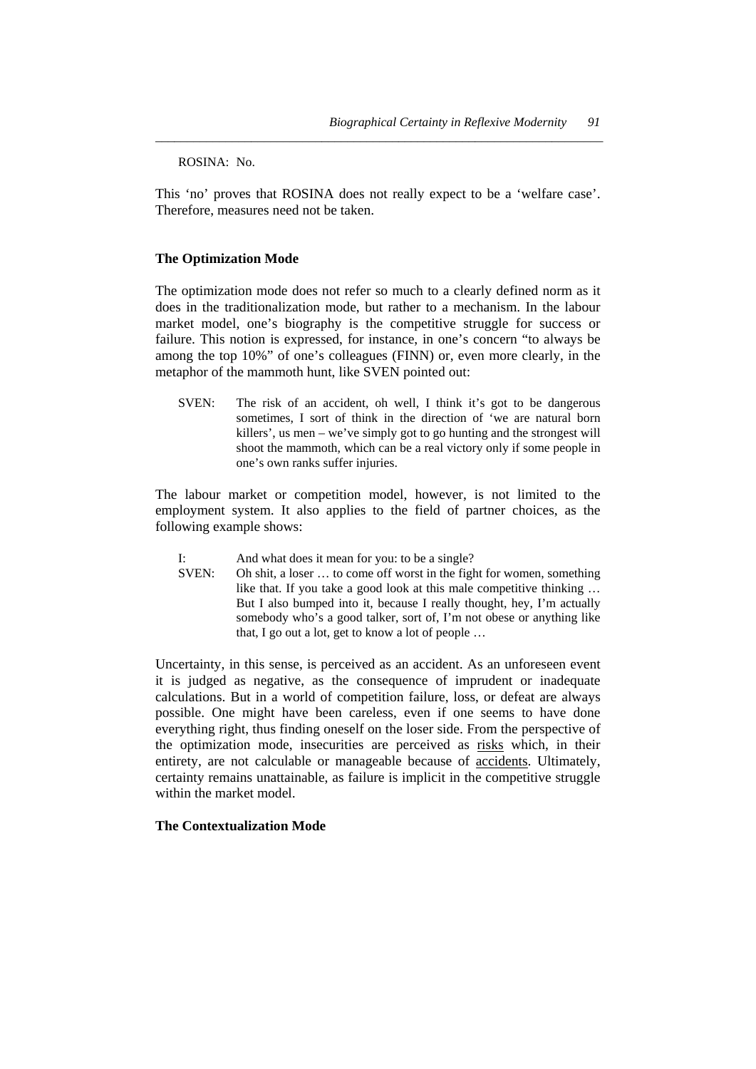ROSINA: No.

This 'no' proves that ROSINA does not really expect to be a 'welfare case'. Therefore, measures need not be taken.

### The Optimization Mode

The optimization mode does not refer so much to a clearly defined norm as it does in the traditionalization mode, but rather to a mechanism. In the labour market model, one's biography is the competitive struggle for success or failure. This notion is expressed, for instance, in one's concern "to always be among the top 10%" of one's colleagues (FINN) or, even more clearly, in the metaphor of the mammoth hunt, like SVEN pointed out:

> SVEN: The risk of an accident, oh well, I think it's got to be dangerous sometimes, I sort of think in the direction of 'we are natural born killers', us men – we've simply got to go hunting and the strongest will shoot the mammoth, which can be a real victory only if some people in one's own ranks suffer injuries.

The labour market or competition model, however, is not limited to the employment system. It also applies to the field of partner choices, as the following example shows:

> I: And what does it mean for you: to be a single?
> SVEN: Oh shit, a loser … to come off worst in the fight for women, something like that. If you take a good look at this male competitive thinking … But I also bumped into it, because I really thought, hey, I'm actually somebody who's a good talker, sort of, I'm not obese or anything like that, I go out a lot, get to know a lot of people …

Uncertainty, in this sense, is perceived as an accident. As an unforeseen event it is judged as negative, as the consequence of imprudent or inadequate calculations. But in a world of competition failure, loss, or defeat are always possible. One might have been careless, even if one seems to have done everything right, thus finding oneself on the loser side. From the perspective of the optimization mode, insecurities are perceived as <u>risks</u> which, in their entirety, are not calculable or manageable because of <u>accidents</u>. Ultimately, certainty remains unattainable, as failure is implicit in the competitive struggle within the market model.

### The Contextualization Mode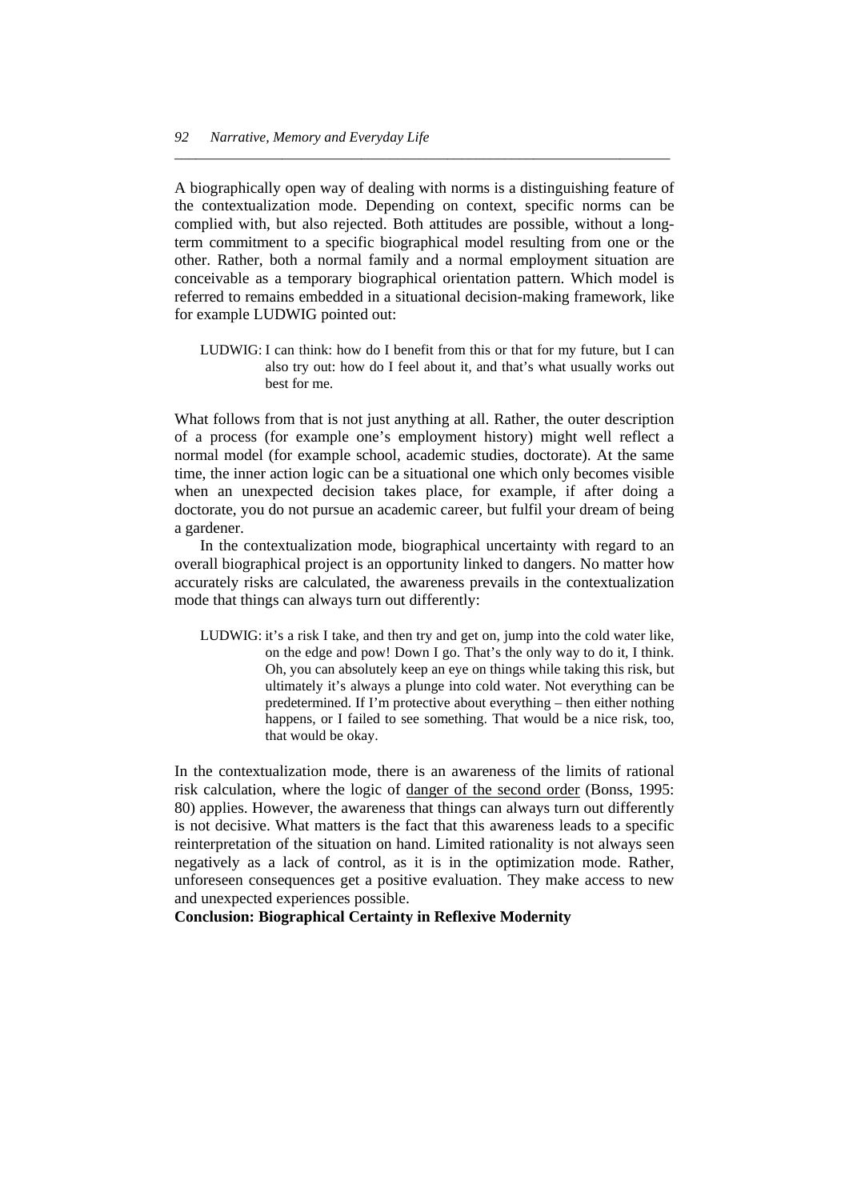A biographically open way of dealing with norms is a distinguishing feature of the contextualization mode. Depending on context, specific norms can be complied with, but also rejected. Both attitudes are possible, without a long-term commitment to a specific biographical model resulting from one or the other. Rather, both a normal family and a normal employment situation are conceivable as a temporary biographical orientation pattern. Which model is referred to remains embedded in a situational decision-making framework, like for example LUDWIG pointed out:

> LUDWIG: I can think: how do I benefit from this or that for my future, but I can also try out: how do I feel about it, and that's what usually works out best for me.

What follows from that is not just anything at all. Rather, the outer description of a process (for example one's employment history) might well reflect a normal model (for example school, academic studies, doctorate). At the same time, the inner action logic can be a situational one which only becomes visible when an unexpected decision takes place, for example, if after doing a doctorate, you do not pursue an academic career, but fulfil your dream of being a gardener.

In the contextualization mode, biographical uncertainty with regard to an overall biographical project is an opportunity linked to dangers. No matter how accurately risks are calculated, the awareness prevails in the contextualization mode that things can always turn out differently:

> LUDWIG: it's a risk I take, and then try and get on, jump into the cold water like, on the edge and pow! Down I go. That's the only way to do it, I think. Oh, you can absolutely keep an eye on things while taking this risk, but ultimately it's always a plunge into cold water. Not everything can be predetermined. If I'm protective about everything – then either nothing happens, or I failed to see something. That would be a nice risk, too, that would be okay.

In the contextualization mode, there is an awareness of the limits of rational risk calculation, where the logic of danger of the second order (Bonss, 1995: 80) applies. However, the awareness that things can always turn out differently is not decisive. What matters is the fact that this awareness leads to a specific reinterpretation of the situation on hand. Limited rationality is not always seen negatively as a lack of control, as it is in the optimization mode. Rather, unforeseen consequences get a positive evaluation. They make access to new and unexpected experiences possible.

## Conclusion: Biographical Certainty in Reflexive Modernity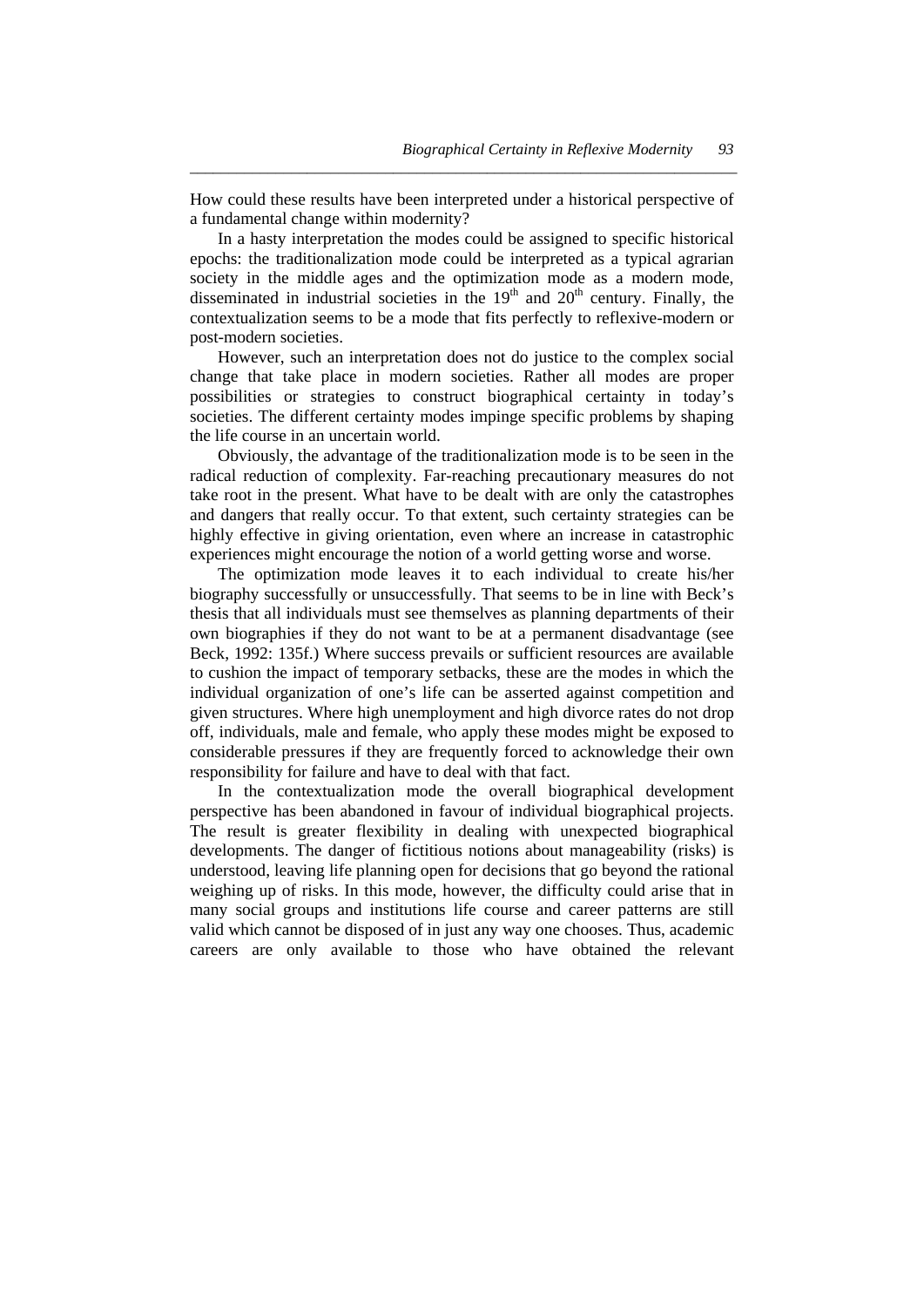How could these results have been interpreted under a historical perspective of a fundamental change within modernity?

In a hasty interpretation the modes could be assigned to specific historical epochs: the traditionalization mode could be interpreted as a typical agrarian society in the middle ages and the optimization mode as a modern mode, disseminated in industrial societies in the $19^{th}$ and $20^{th}$ century. Finally, the contextualization seems to be a mode that fits perfectly to reflexive-modern or post-modern societies.

However, such an interpretation does not do justice to the complex social change that take place in modern societies. Rather all modes are proper possibilities or strategies to construct biographical certainty in today's societies. The different certainty modes impinge specific problems by shaping the life course in an uncertain world.

Obviously, the advantage of the traditionalization mode is to be seen in the radical reduction of complexity. Far-reaching precautionary measures do not take root in the present. What have to be dealt with are only the catastrophes and dangers that really occur. To that extent, such certainty strategies can be highly effective in giving orientation, even where an increase in catastrophic experiences might encourage the notion of a world getting worse and worse.

The optimization mode leaves it to each individual to create his/her biography successfully or unsuccessfully. That seems to be in line with Beck's thesis that all individuals must see themselves as planning departments of their own biographies if they do not want to be at a permanent disadvantage (see Beck, 1992: 135f.) Where success prevails or sufficient resources are available to cushion the impact of temporary setbacks, these are the modes in which the individual organization of one's life can be asserted against competition and given structures. Where high unemployment and high divorce rates do not drop off, individuals, male and female, who apply these modes might be exposed to considerable pressures if they are frequently forced to acknowledge their own responsibility for failure and have to deal with that fact.

In the contextualization mode the overall biographical development perspective has been abandoned in favour of individual biographical projects. The result is greater flexibility in dealing with unexpected biographical developments. The danger of fictitious notions about manageability (risks) is understood, leaving life planning open for decisions that go beyond the rational weighing up of risks. In this mode, however, the difficulty could arise that in many social groups and institutions life course and career patterns are still valid which cannot be disposed of in just any way one chooses. Thus, academic careers are only available to those who have obtained the relevant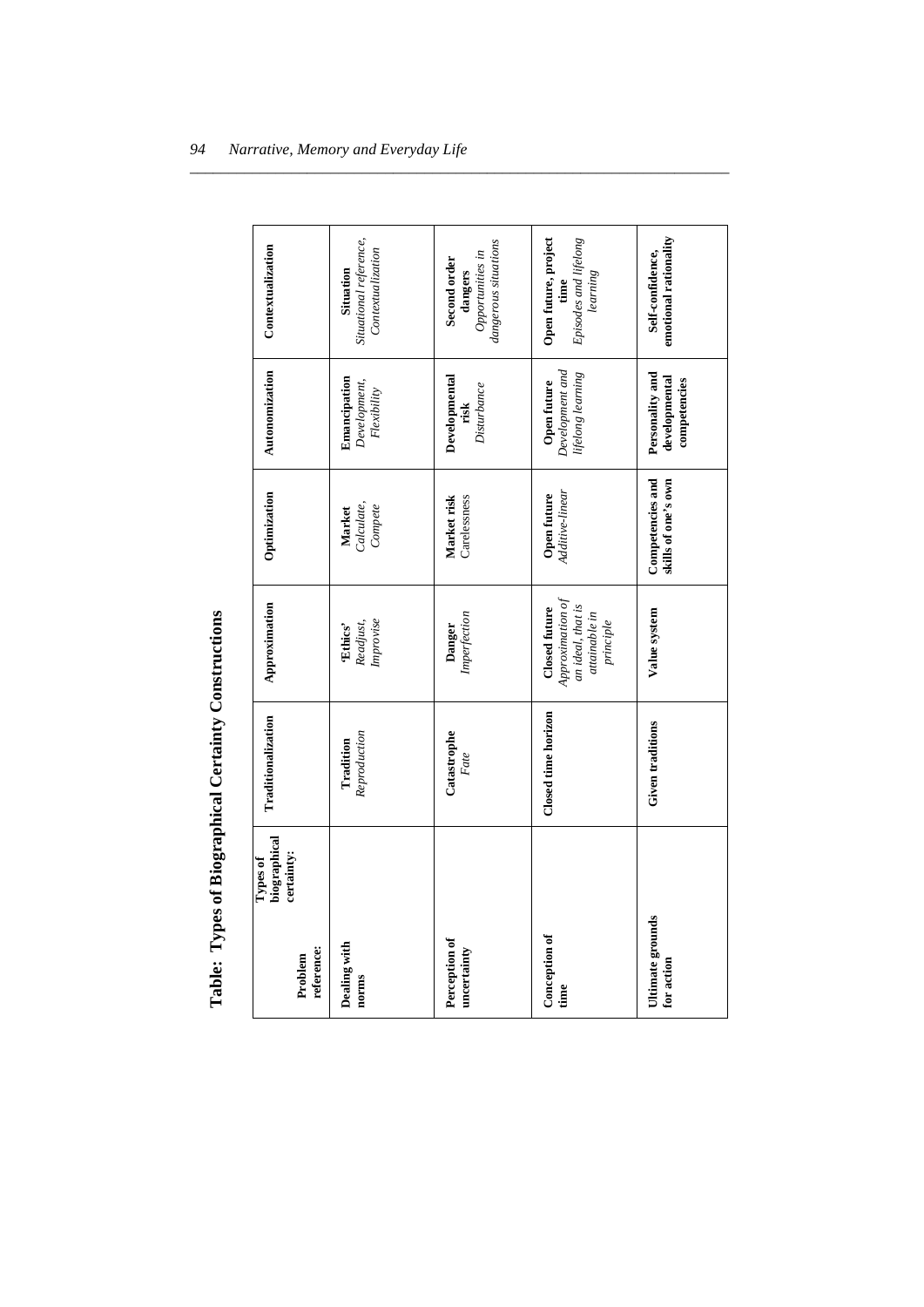**Table: Types of Biographical Certainty Constructions**

| Problem reference: / Types of biographical certainty: | Traditionalization | Approximation | Optimization | Autonomization | Contextualization |
|---|---|---|---|---|---|
| **Dealing with norms** | **Tradition** *Reproduction* | **'Ethics'** *Readjust, Improvise* | **Market** *Calculate, Compete* | **Emancipation** *Development, Flexibility* | **Situation** *Situational reference, Contextualization* |
| **Perception of uncertainty** | **Catastrophe** *Fate* | **Danger** *Imperfection* | **Market risk** Carelessness | **Developmental risk** *Disturbance* | **Second order dangers** *Opportunities in dangerous situations* |
| **Conception of time** | **Closed time horizon** | **Closed future** *Approximation of an ideal, that is attainable in principle* | **Open future** *Additive-linear* | **Open future** *Development and lifelong learning* | **Open future, project time** *Episodes and lifelong learning* |
| **Ultimate grounds for action** | **Given traditions** | **Value system** | **Competencies and skills of one's own** | **Personality and developmental competencies** | **Self-confidence, emotional rationality** |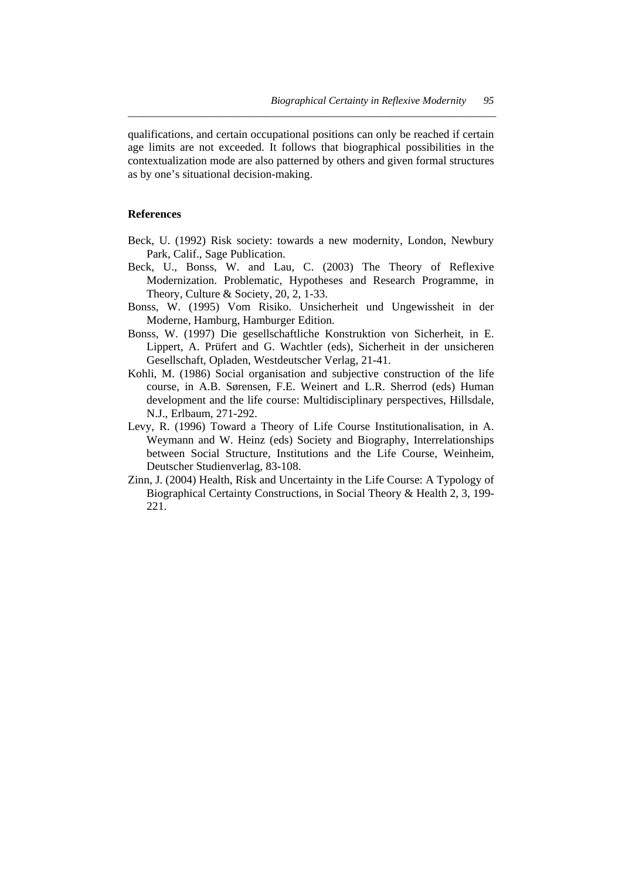qualifications, and certain occupational positions can only be reached if certain age limits are not exceeded. It follows that biographical possibilities in the contextualization mode are also patterned by others and given formal structures as by one's situational decision-making.

## References

Beck, U. (1992) Risk society: towards a new modernity, London, Newbury Park, Calif., Sage Publication.

Beck, U., Bonss, W. and Lau, C. (2003) The Theory of Reflexive Modernization. Problematic, Hypotheses and Research Programme, in Theory, Culture & Society, 20, 2, 1-33.

Bonss, W. (1995) Vom Risiko. Unsicherheit und Ungewissheit in der Moderne, Hamburg, Hamburger Edition.

Bonss, W. (1997) Die gesellschaftliche Konstruktion von Sicherheit, in E. Lippert, A. Prüfert and G. Wachtler (eds), Sicherheit in der unsicheren Gesellschaft, Opladen, Westdeutscher Verlag, 21-41.

Kohli, M. (1986) Social organisation and subjective construction of the life course, in A.B. Sørensen, F.E. Weinert and L.R. Sherrod (eds) Human development and the life course: Multidisciplinary perspectives, Hillsdale, N.J., Erlbaum, 271-292.

Levy, R. (1996) Toward a Theory of Life Course Institutionalisation, in A. Weymann and W. Heinz (eds) Society and Biography, Interrelationships between Social Structure, Institutions and the Life Course, Weinheim, Deutscher Studienverlag, 83-108.

Zinn, J. (2004) Health, Risk and Uncertainty in the Life Course: A Typology of Biographical Certainty Constructions, in Social Theory & Health 2, 3, 199-221.